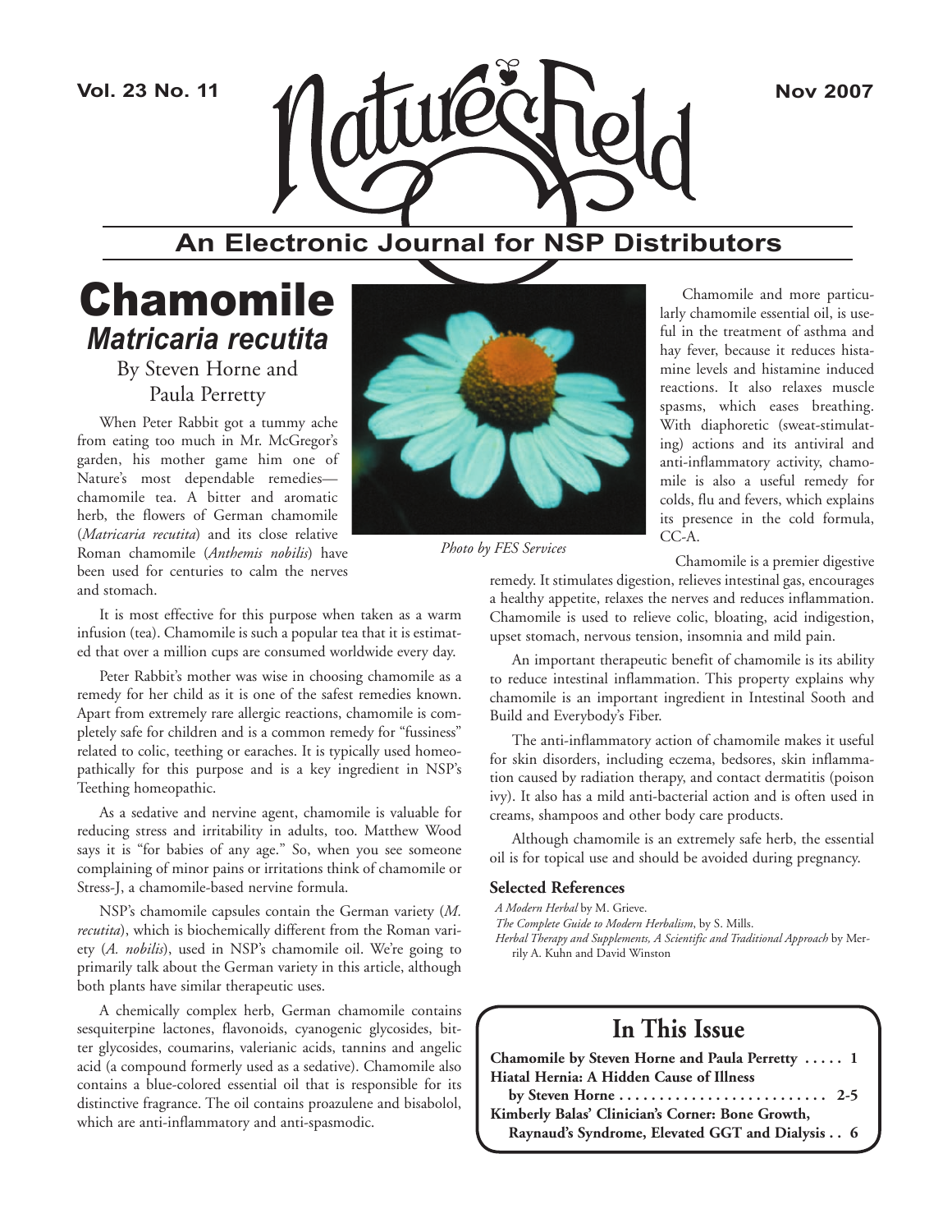# Nature's Field

## An Electronic Journal for NSP Distributors

# Chamomile

## *Matricaria recutita*

By Steven Horne and Paula Perretty

When Peter Rabbit got a tummy ache from eating too much in Mr. McGregor's garden, his mother game him one of Nature's most dependable remedies—chamomile tea. A bitter and aromatic herb, the flowers of German chamomile (*Matricaria recutita*) and its close relative Roman chamomile (*Anthemis nobilis*) have been used for centuries to calm the nerves and stomach.

It is most effective for this purpose when taken as a warm infusion (tea). Chamomile is such a popular tea that it is estimated that over a million cups are consumed worldwide every day.

Peter Rabbit's mother was wise in choosing chamomile as a remedy for her child as it is one of the safest remedies known. Apart from extremely rare allergic reactions, chamomile is completely safe for children and is a common remedy for "fussiness" related to colic, teething or earaches. It is typically used homeopathically for this purpose and is a key ingredient in NSP's Teething homeopathic.

As a sedative and nervine agent, chamomile is valuable for reducing stress and irritability in adults, too. Matthew Wood says it is "for babies of any age." So, when you see someone complaining of minor pains or irritations think of chamomile or Stress-J, a chamomile-based nervine formula.

NSP's chamomile capsules contain the German variety (*M. recutita*), which is biochemically different from the Roman variety (*A. nobilis*), used in NSP's chamomile oil. We're going to primarily talk about the German variety in this article, although both plants have similar therapeutic uses.

A chemically complex herb, German chamomile contains sesquiterpine lactones, flavonoids, cyanogenic glycosides, bitter glycosides, coumarins, valerianic acids, tannins and angelic acid (a compound formerly used as a sedative). Chamomile also contains a blue-colored essential oil that is responsible for its distinctive fragrance. The oil contains proazulene and bisabolol, which are anti-inflammatory and anti-spasmodic.

*Photo by FES Services*

Chamomile and more particularly chamomile essential oil, is useful in the treatment of asthma and hay fever, because it reduces histamine levels and histamine induced reactions. It also relaxes muscle spasms, which eases breathing. With diaphoretic (sweat-stimulating) actions and its antiviral and anti-inflammatory activity, chamomile is also a useful remedy for colds, flu and fevers, which explains its presence in the cold formula, CC-A.

Chamomile is a premier digestive remedy. It stimulates digestion, relieves intestinal gas, encourages a healthy appetite, relaxes the nerves and reduces inflammation. Chamomile is used to relieve colic, bloating, acid indigestion, upset stomach, nervous tension, insomnia and mild pain.

An important therapeutic benefit of chamomile is its ability to reduce intestinal inflammation. This property explains why chamomile is an important ingredient in Intestinal Sooth and Build and Everybody's Fiber.

The anti-inflammatory action of chamomile makes it useful for skin disorders, including eczema, bedsores, skin inflammation caused by radiation therapy, and contact dermatitis (poison ivy). It also has a mild anti-bacterial action and is often used in creams, shampoos and other body care products.

Although chamomile is an extremely safe herb, the essential oil is for topical use and should be avoided during pregnancy.

### Selected References

*A Modern Herbal* by M. Grieve.
*The Complete Guide to Modern Herbalism*, by S. Mills.
*Herbal Therapy and Supplements, A Scientific and Traditional Approach* by Merrily A. Kuhn and David Winston

## In This Issue

**Chamomile by Steven Horne and Paula Perretty ..... 1**
**Hiatal Hernia: A Hidden Cause of Illness by Steven Horne ..... 2-5**
**Kimberly Balas' Clinician's Corner: Bone Growth, Raynaud's Syndrome, Elevated GGT and Dialysis .. 6**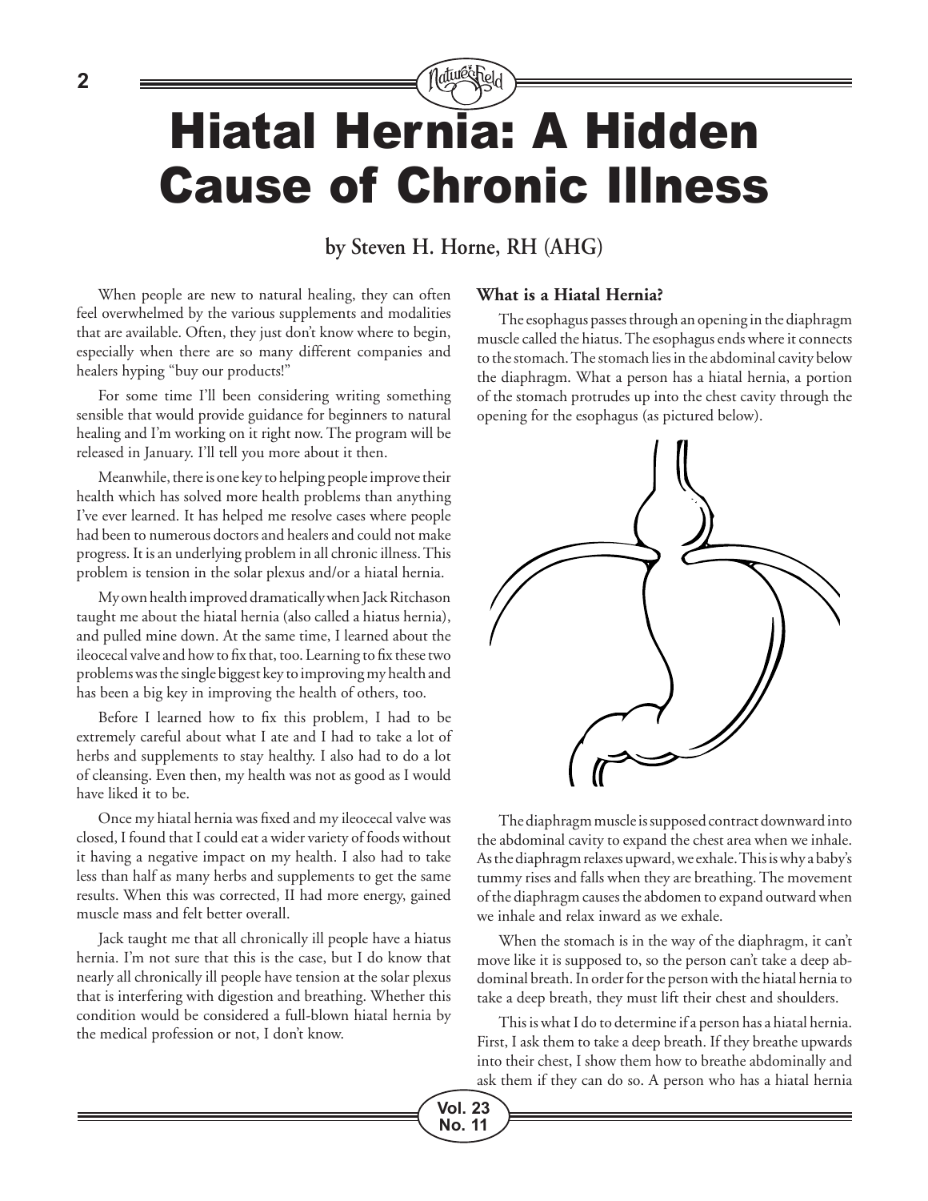# Hiatal Hernia: A Hidden Cause of Chronic Illness

**by Steven H. Horne, RH (AHG)**

When people are new to natural healing, they can often feel overwhelmed by the various supplements and modalities that are available. Often, they just don't know where to begin, especially when there are so many different companies and healers hyping "buy our products!"

For some time I'll been considering writing something sensible that would provide guidance for beginners to natural healing and I'm working on it right now. The program will be released in January. I'll tell you more about it then.

Meanwhile, there is one key to helping people improve their health which has solved more health problems than anything I've ever learned. It has helped me resolve cases where people had been to numerous doctors and healers and could not make progress. It is an underlying problem in all chronic illness. This problem is tension in the solar plexus and/or a hiatal hernia.

My own health improved dramatically when Jack Ritchason taught me about the hiatal hernia (also called a hiatus hernia), and pulled mine down. At the same time, I learned about the ileocecal valve and how to fix that, too. Learning to fix these two problems was the single biggest key to improving my health and has been a big key in improving the health of others, too.

Before I learned how to fix this problem, I had to be extremely careful about what I ate and I had to take a lot of herbs and supplements to stay healthy. I also had to do a lot of cleansing. Even then, my health was not as good as I would have liked it to be.

Once my hiatal hernia was fixed and my ileocecal valve was closed, I found that I could eat a wider variety of foods without it having a negative impact on my health. I also had to take less than half as many herbs and supplements to get the same results. When this was corrected, II had more energy, gained muscle mass and felt better overall.

Jack taught me that all chronically ill people have a hiatus hernia. I'm not sure that this is the case, but I do know that nearly all chronically ill people have tension at the solar plexus that is interfering with digestion and breathing. Whether this condition would be considered a full-blown hiatal hernia by the medical profession or not, I don't know.

### What is a Hiatal Hernia?

The esophagus passes through an opening in the diaphragm muscle called the hiatus. The esophagus ends where it connects to the stomach. The stomach lies in the abdominal cavity below the diaphragm. What a person has a hiatal hernia, a portion of the stomach protrudes up into the chest cavity through the opening for the esophagus (as pictured below).

The diaphragm muscle is supposed contract downward into the abdominal cavity to expand the chest area when we inhale. As the diaphragm relaxes upward, we exhale. This is why a baby's tummy rises and falls when they are breathing. The movement of the diaphragm causes the abdomen to expand outward when we inhale and relax inward as we exhale.

When the stomach is in the way of the diaphragm, it can't move like it is supposed to, so the person can't take a deep abdominal breath. In order for the person with the hiatal hernia to take a deep breath, they must lift their chest and shoulders.

This is what I do to determine if a person has a hiatal hernia. First, I ask them to take a deep breath. If they breathe upwards into their chest, I show them how to breathe abdominally and ask them if they can do so. A person who has a hiatal hernia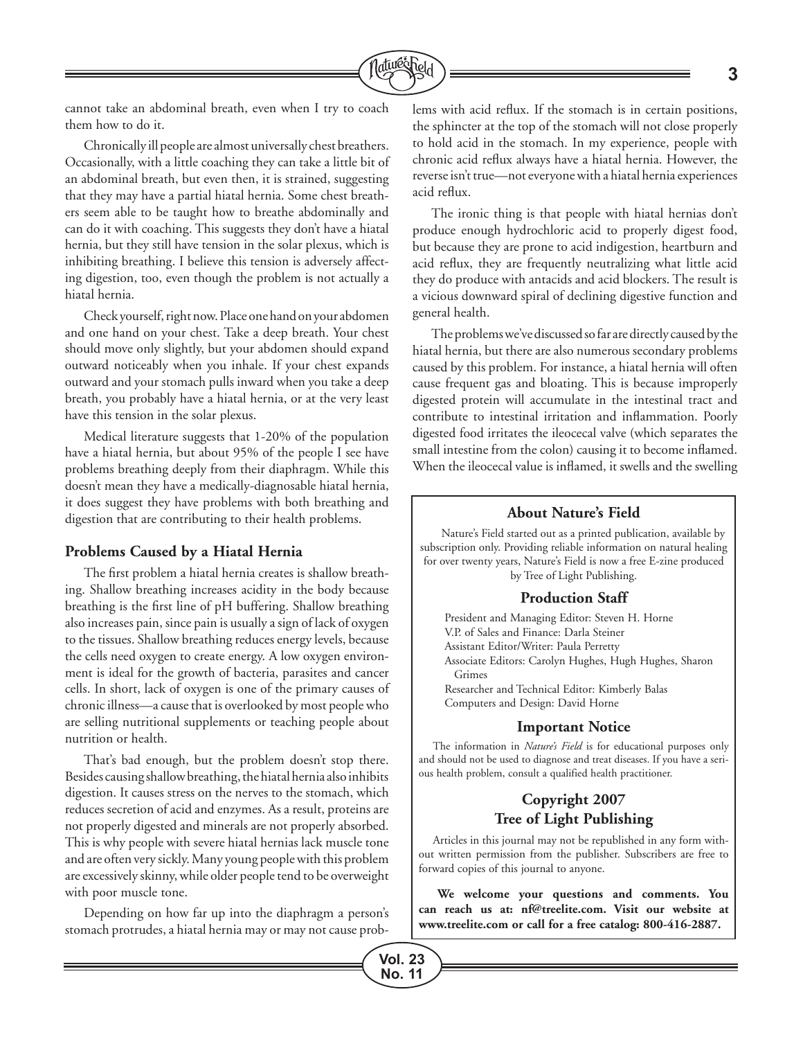cannot take an abdominal breath, even when I try to coach them how to do it.

Chronically ill people are almost universally chest breathers. Occasionally, with a little coaching they can take a little bit of an abdominal breath, but even then, it is strained, suggesting that they may have a partial hiatal hernia. Some chest breathers seem able to be taught how to breathe abdominally and can do it with coaching. This suggests they don't have a hiatal hernia, but they still have tension in the solar plexus, which is inhibiting breathing. I believe this tension is adversely affecting digestion, too, even though the problem is not actually a hiatal hernia.

Check yourself, right now. Place one hand on your abdomen and one hand on your chest. Take a deep breath. Your chest should move only slightly, but your abdomen should expand outward noticeably when you inhale. If your chest expands outward and your stomach pulls inward when you take a deep breath, you probably have a hiatal hernia, or at the very least have this tension in the solar plexus.

Medical literature suggests that 1-20% of the population have a hiatal hernia, but about 95% of the people I see have problems breathing deeply from their diaphragm. While this doesn't mean they have a medically-diagnosable hiatal hernia, it does suggest they have problems with both breathing and digestion that are contributing to their health problems.

### Problems Caused by a Hiatal Hernia

The first problem a hiatal hernia creates is shallow breathing. Shallow breathing increases acidity in the body because breathing is the first line of pH buffering. Shallow breathing also increases pain, since pain is usually a sign of lack of oxygen to the tissues. Shallow breathing reduces energy levels, because the cells need oxygen to create energy. A low oxygen environment is ideal for the growth of bacteria, parasites and cancer cells. In short, lack of oxygen is one of the primary causes of chronic illness—a cause that is overlooked by most people who are selling nutritional supplements or teaching people about nutrition or health.

That's bad enough, but the problem doesn't stop there. Besides causing shallow breathing, the hiatal hernia also inhibits digestion. It causes stress on the nerves to the stomach, which reduces secretion of acid and enzymes. As a result, proteins are not properly digested and minerals are not properly absorbed. This is why people with severe hiatal hernias lack muscle tone and are often very sickly. Many young people with this problem are excessively skinny, while older people tend to be overweight with poor muscle tone.

Depending on how far up into the diaphragm a person's stomach protrudes, a hiatal hernia may or may not cause problems with acid reflux. If the stomach is in certain positions, the sphincter at the top of the stomach will not close properly to hold acid in the stomach. In my experience, people with chronic acid reflux always have a hiatal hernia. However, the reverse isn't true—not everyone with a hiatal hernia experiences acid reflux.

The ironic thing is that people with hiatal hernias don't produce enough hydrochloric acid to properly digest food, but because they are prone to acid indigestion, heartburn and acid reflux, they are frequently neutralizing what little acid they do produce with antacids and acid blockers. The result is a vicious downward spiral of declining digestive function and general health.

The problems we've discussed so far are directly caused by the hiatal hernia, but there are also numerous secondary problems caused by this problem. For instance, a hiatal hernia will often cause frequent gas and bloating. This is because improperly digested protein will accumulate in the intestinal tract and contribute to intestinal irritation and inflammation. Poorly digested food irritates the ileocecal valve (which separates the small intestine from the colon) causing it to become inflamed. When the ileocecal value is inflamed, it swells and the swelling

#### About Nature's Field

Nature's Field started out as a printed publication, available by subscription only. Providing reliable information on natural healing for over twenty years, Nature's Field is now a free E-zine produced by Tree of Light Publishing.

#### Production Staff

President and Managing Editor: Steven H. Horne
V.P. of Sales and Finance: Darla Steiner
Assistant Editor/Writer: Paula Perretty
Associate Editors: Carolyn Hughes, Hugh Hughes, Sharon Grimes
Researcher and Technical Editor: Kimberly Balas
Computers and Design: David Horne

#### Important Notice

The information in *Nature's Field* is for educational purposes only and should not be used to diagnose and treat diseases. If you have a serious health problem, consult a qualified health practitioner.

#### Copyright 2007 Tree of Light Publishing

Articles in this journal may not be republished in any form without written permission from the publisher. Subscribers are free to forward copies of this journal to anyone.

**We welcome your questions and comments. You can reach us at: nf@treelite.com. Visit our website at www.treelite.com or call for a free catalog: 800-416-2887.**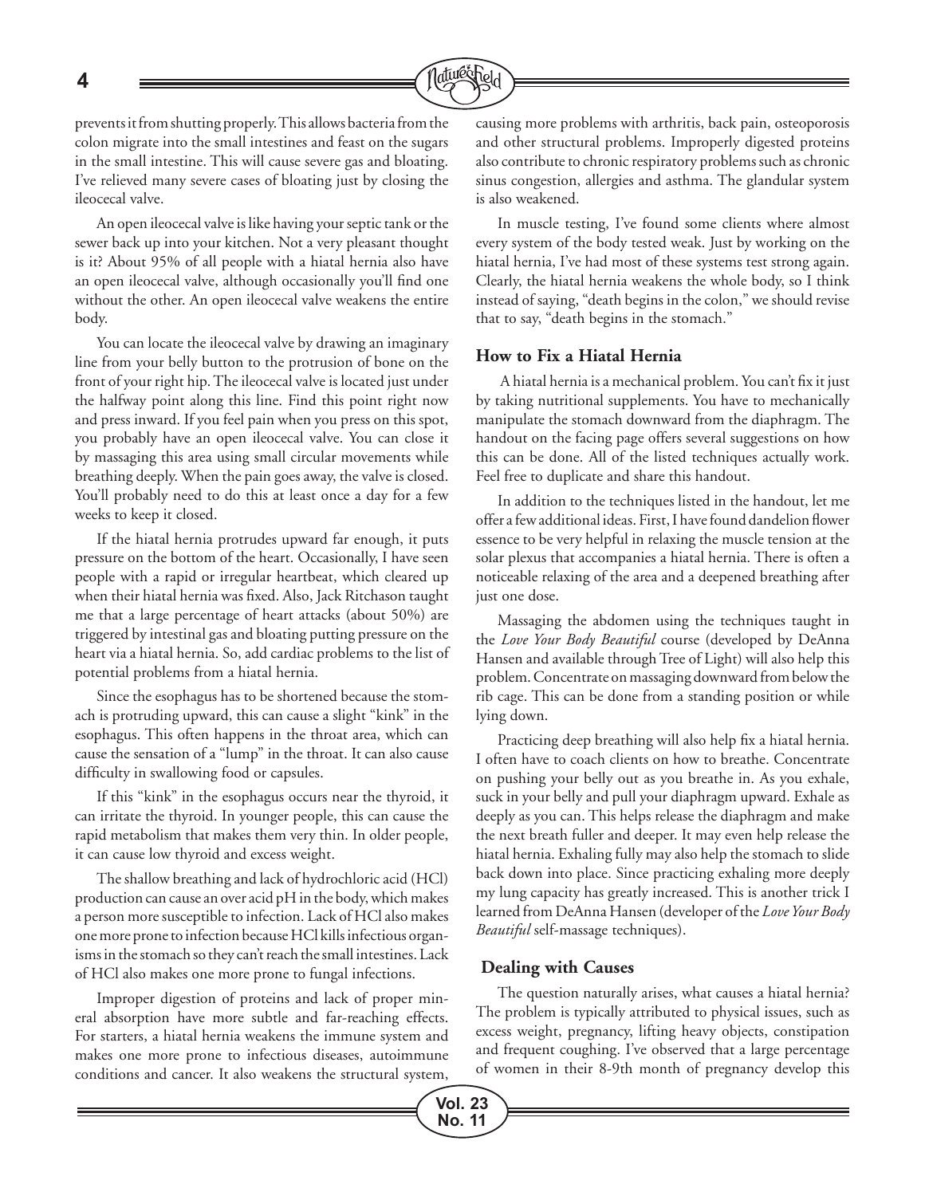prevents it from shutting properly. This allows bacteria from the colon migrate into the small intestines and feast on the sugars in the small intestine. This will cause severe gas and bloating. I've relieved many severe cases of bloating just by closing the ileocecal valve.

An open ileocecal valve is like having your septic tank or the sewer back up into your kitchen. Not a very pleasant thought is it? About 95% of all people with a hiatal hernia also have an open ileocecal valve, although occasionally you'll find one without the other. An open ileocecal valve weakens the entire body.

You can locate the ileocecal valve by drawing an imaginary line from your belly button to the protrusion of bone on the front of your right hip. The ileocecal valve is located just under the halfway point along this line. Find this point right now and press inward. If you feel pain when you press on this spot, you probably have an open ileocecal valve. You can close it by massaging this area using small circular movements while breathing deeply. When the pain goes away, the valve is closed. You'll probably need to do this at least once a day for a few weeks to keep it closed.

If the hiatal hernia protrudes upward far enough, it puts pressure on the bottom of the heart. Occasionally, I have seen people with a rapid or irregular heartbeat, which cleared up when their hiatal hernia was fixed. Also, Jack Ritchason taught me that a large percentage of heart attacks (about 50%) are triggered by intestinal gas and bloating putting pressure on the heart via a hiatal hernia. So, add cardiac problems to the list of potential problems from a hiatal hernia.

Since the esophagus has to be shortened because the stomach is protruding upward, this can cause a slight "kink" in the esophagus. This often happens in the throat area, which can cause the sensation of a "lump" in the throat. It can also cause difficulty in swallowing food or capsules.

If this "kink" in the esophagus occurs near the thyroid, it can irritate the thyroid. In younger people, this can cause the rapid metabolism that makes them very thin. In older people, it can cause low thyroid and excess weight.

The shallow breathing and lack of hydrochloric acid (HCl) production can cause an over acid pH in the body, which makes a person more susceptible to infection. Lack of HCl also makes one more prone to infection because HCl kills infectious organisms in the stomach so they can't reach the small intestines. Lack of HCl also makes one more prone to fungal infections.

Improper digestion of proteins and lack of proper mineral absorption have more subtle and far-reaching effects. For starters, a hiatal hernia weakens the immune system and makes one more prone to infectious diseases, autoimmune conditions and cancer. It also weakens the structural system, causing more problems with arthritis, back pain, osteoporosis and other structural problems. Improperly digested proteins also contribute to chronic respiratory problems such as chronic sinus congestion, allergies and asthma. The glandular system is also weakened.

In muscle testing, I've found some clients where almost every system of the body tested weak. Just by working on the hiatal hernia, I've had most of these systems test strong again. Clearly, the hiatal hernia weakens the whole body, so I think instead of saying, "death begins in the colon," we should revise that to say, "death begins in the stomach."

### How to Fix a Hiatal Hernia

A hiatal hernia is a mechanical problem. You can't fix it just by taking nutritional supplements. You have to mechanically manipulate the stomach downward from the diaphragm. The handout on the facing page offers several suggestions on how this can be done. All of the listed techniques actually work. Feel free to duplicate and share this handout.

In addition to the techniques listed in the handout, let me offer a few additional ideas. First, I have found dandelion flower essence to be very helpful in relaxing the muscle tension at the solar plexus that accompanies a hiatal hernia. There is often a noticeable relaxing of the area and a deepened breathing after just one dose.

Massaging the abdomen using the techniques taught in the *Love Your Body Beautiful* course (developed by DeAnna Hansen and available through Tree of Light) will also help this problem. Concentrate on massaging downward from below the rib cage. This can be done from a standing position or while lying down.

Practicing deep breathing will also help fix a hiatal hernia. I often have to coach clients on how to breathe. Concentrate on pushing your belly out as you breathe in. As you exhale, suck in your belly and pull your diaphragm upward. Exhale as deeply as you can. This helps release the diaphragm and make the next breath fuller and deeper. It may even help release the hiatal hernia. Exhaling fully may also help the stomach to slide back down into place. Since practicing exhaling more deeply my lung capacity has greatly increased. This is another trick I learned from DeAnna Hansen (developer of the *Love Your Body Beautiful* self-massage techniques).

### Dealing with Causes

The question naturally arises, what causes a hiatal hernia? The problem is typically attributed to physical issues, such as excess weight, pregnancy, lifting heavy objects, constipation and frequent coughing. I've observed that a large percentage of women in their 8-9th month of pregnancy develop this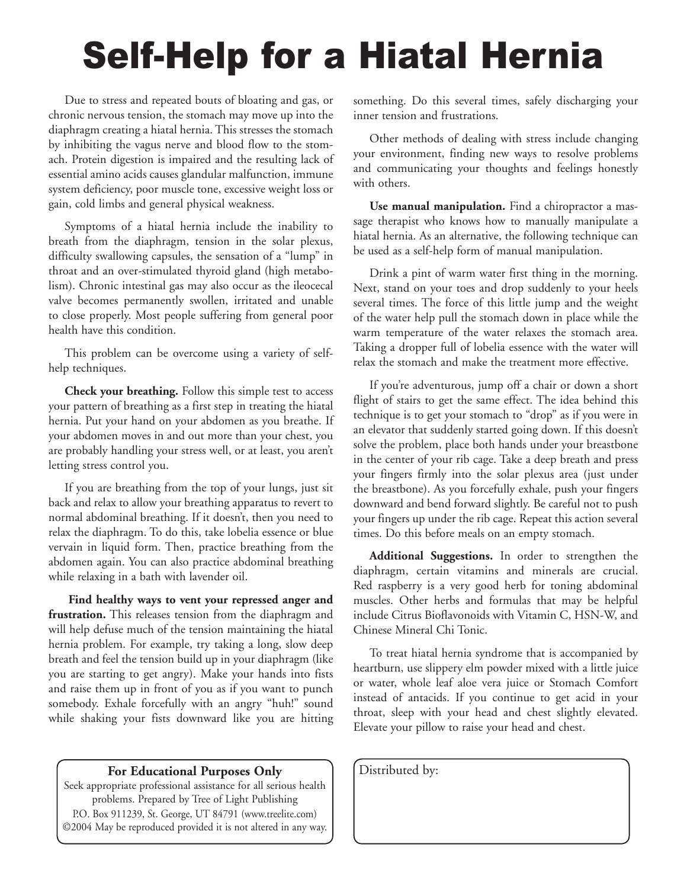# Self-Help for a Hiatal Hernia

Due to stress and repeated bouts of bloating and gas, or chronic nervous tension, the stomach may move up into the diaphragm creating a hiatal hernia. This stresses the stomach by inhibiting the vagus nerve and blood flow to the stomach. Protein digestion is impaired and the resulting lack of essential amino acids causes glandular malfunction, immune system deficiency, poor muscle tone, excessive weight loss or gain, cold limbs and general physical weakness.

Symptoms of a hiatal hernia include the inability to breath from the diaphragm, tension in the solar plexus, difficulty swallowing capsules, the sensation of a "lump" in throat and an over-stimulated thyroid gland (high metabolism). Chronic intestinal gas may also occur as the ileocecal valve becomes permanently swollen, irritated and unable to close properly. Most people suffering from general poor health have this condition.

This problem can be overcome using a variety of self-help techniques.

**Check your breathing.** Follow this simple test to access your pattern of breathing as a first step in treating the hiatal hernia. Put your hand on your abdomen as you breathe. If your abdomen moves in and out more than your chest, you are probably handling your stress well, or at least, you aren't letting stress control you.

If you are breathing from the top of your lungs, just sit back and relax to allow your breathing apparatus to revert to normal abdominal breathing. If it doesn't, then you need to relax the diaphragm. To do this, take lobelia essence or blue vervain in liquid form. Then, practice breathing from the abdomen again. You can also practice abdominal breathing while relaxing in a bath with lavender oil.

**Find healthy ways to vent your repressed anger and frustration.** This releases tension from the diaphragm and will help defuse much of the tension maintaining the hiatal hernia problem. For example, try taking a long, slow deep breath and feel the tension build up in your diaphragm (like you are starting to get angry). Make your hands into fists and raise them up in front of you as if you want to punch somebody. Exhale forcefully with an angry "huh!" sound while shaking your fists downward like you are hitting something. Do this several times, safely discharging your inner tension and frustrations.

Other methods of dealing with stress include changing your environment, finding new ways to resolve problems and communicating your thoughts and feelings honestly with others.

**Use manual manipulation.** Find a chiropractor a massage therapist who knows how to manually manipulate a hiatal hernia. As an alternative, the following technique can be used as a self-help form of manual manipulation.

Drink a pint of warm water first thing in the morning. Next, stand on your toes and drop suddenly to your heels several times. The force of this little jump and the weight of the water help pull the stomach down in place while the warm temperature of the water relaxes the stomach area. Taking a dropper full of lobelia essence with the water will relax the stomach and make the treatment more effective.

If you're adventurous, jump off a chair or down a short flight of stairs to get the same effect. The idea behind this technique is to get your stomach to "drop" as if you were in an elevator that suddenly started going down. If this doesn't solve the problem, place both hands under your breastbone in the center of your rib cage. Take a deep breath and press your fingers firmly into the solar plexus area (just under the breastbone). As you forcefully exhale, push your fingers downward and bend forward slightly. Be careful not to push your fingers up under the rib cage. Repeat this action several times. Do this before meals on an empty stomach.

**Additional Suggestions.** In order to strengthen the diaphragm, certain vitamins and minerals are crucial. Red raspberry is a very good herb for toning abdominal muscles. Other herbs and formulas that may be helpful include Citrus Bioflavonoids with Vitamin C, HSN-W, and Chinese Mineral Chi Tonic.

To treat hiatal hernia syndrome that is accompanied by heartburn, use slippery elm powder mixed with a little juice or water, whole leaf aloe vera juice or Stomach Comfort instead of antacids. If you continue to get acid in your throat, sleep with your head and chest slightly elevated. Elevate your pillow to raise your head and chest.

**For Educational Purposes Only**

Seek appropriate professional assistance for all serious health problems. Prepared by Tree of Light Publishing P.O. Box 911239, St. George, UT 84791 (www.treelite.com) ©2004 May be reproduced provided it is not altered in any way.

Distributed by: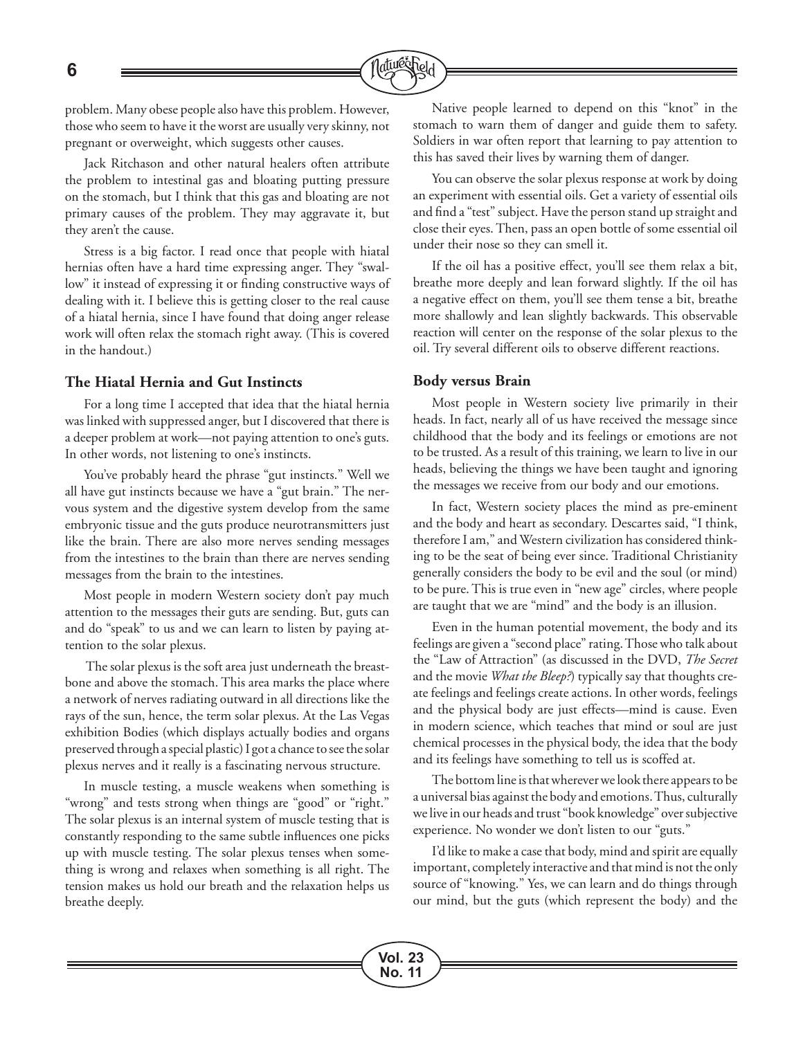problem. Many obese people also have this problem. However, those who seem to have it the worst are usually very skinny, not pregnant or overweight, which suggests other causes.

Jack Ritchason and other natural healers often attribute the problem to intestinal gas and bloating putting pressure on the stomach, but I think that this gas and bloating are not primary causes of the problem. They may aggravate it, but they aren't the cause.

Stress is a big factor. I read once that people with hiatal hernias often have a hard time expressing anger. They "swallow" it instead of expressing it or finding constructive ways of dealing with it. I believe this is getting closer to the real cause of a hiatal hernia, since I have found that doing anger release work will often relax the stomach right away. (This is covered in the handout.)

### The Hiatal Hernia and Gut Instincts

For a long time I accepted that idea that the hiatal hernia was linked with suppressed anger, but I discovered that there is a deeper problem at work—not paying attention to one's guts. In other words, not listening to one's instincts.

You've probably heard the phrase "gut instincts." Well we all have gut instincts because we have a "gut brain." The nervous system and the digestive system develop from the same embryonic tissue and the guts produce neurotransmitters just like the brain. There are also more nerves sending messages from the intestines to the brain than there are nerves sending messages from the brain to the intestines.

Most people in modern Western society don't pay much attention to the messages their guts are sending. But, guts can and do "speak" to us and we can learn to listen by paying attention to the solar plexus.

The solar plexus is the soft area just underneath the breastbone and above the stomach. This area marks the place where a network of nerves radiating outward in all directions like the rays of the sun, hence, the term solar plexus. At the Las Vegas exhibition Bodies (which displays actually bodies and organs preserved through a special plastic) I got a chance to see the solar plexus nerves and it really is a fascinating nervous structure.

In muscle testing, a muscle weakens when something is "wrong" and tests strong when things are "good" or "right." The solar plexus is an internal system of muscle testing that is constantly responding to the same subtle influences one picks up with muscle testing. The solar plexus tenses when something is wrong and relaxes when something is all right. The tension makes us hold our breath and the relaxation helps us breathe deeply.

Native people learned to depend on this "knot" in the stomach to warn them of danger and guide them to safety. Soldiers in war often report that learning to pay attention to this has saved their lives by warning them of danger.

You can observe the solar plexus response at work by doing an experiment with essential oils. Get a variety of essential oils and find a "test" subject. Have the person stand up straight and close their eyes. Then, pass an open bottle of some essential oil under their nose so they can smell it.

If the oil has a positive effect, you'll see them relax a bit, breathe more deeply and lean forward slightly. If the oil has a negative effect on them, you'll see them tense a bit, breathe more shallowly and lean slightly backwards. This observable reaction will center on the response of the solar plexus to the oil. Try several different oils to observe different reactions.

### Body versus Brain

Most people in Western society live primarily in their heads. In fact, nearly all of us have received the message since childhood that the body and its feelings or emotions are not to be trusted. As a result of this training, we learn to live in our heads, believing the things we have been taught and ignoring the messages we receive from our body and our emotions.

In fact, Western society places the mind as pre-eminent and the body and heart as secondary. Descartes said, "I think, therefore I am," and Western civilization has considered thinking to be the seat of being ever since. Traditional Christianity generally considers the body to be evil and the soul (or mind) to be pure. This is true even in "new age" circles, where people are taught that we are "mind" and the body is an illusion.

Even in the human potential movement, the body and its feelings are given a "second place" rating. Those who talk about the "Law of Attraction" (as discussed in the DVD, *The Secret* and the movie *What the Bleep?*) typically say that thoughts create feelings and feelings create actions. In other words, feelings and the physical body are just effects—mind is cause. Even in modern science, which teaches that mind or soul are just chemical processes in the physical body, the idea that the body and its feelings have something to tell us is scoffed at.

The bottom line is that wherever we look there appears to be a universal bias against the body and emotions. Thus, culturally we live in our heads and trust "book knowledge" over subjective experience. No wonder we don't listen to our "guts."

I'd like to make a case that body, mind and spirit are equally important, completely interactive and that mind is not the only source of "knowing." Yes, we can learn and do things through our mind, but the guts (which represent the body) and the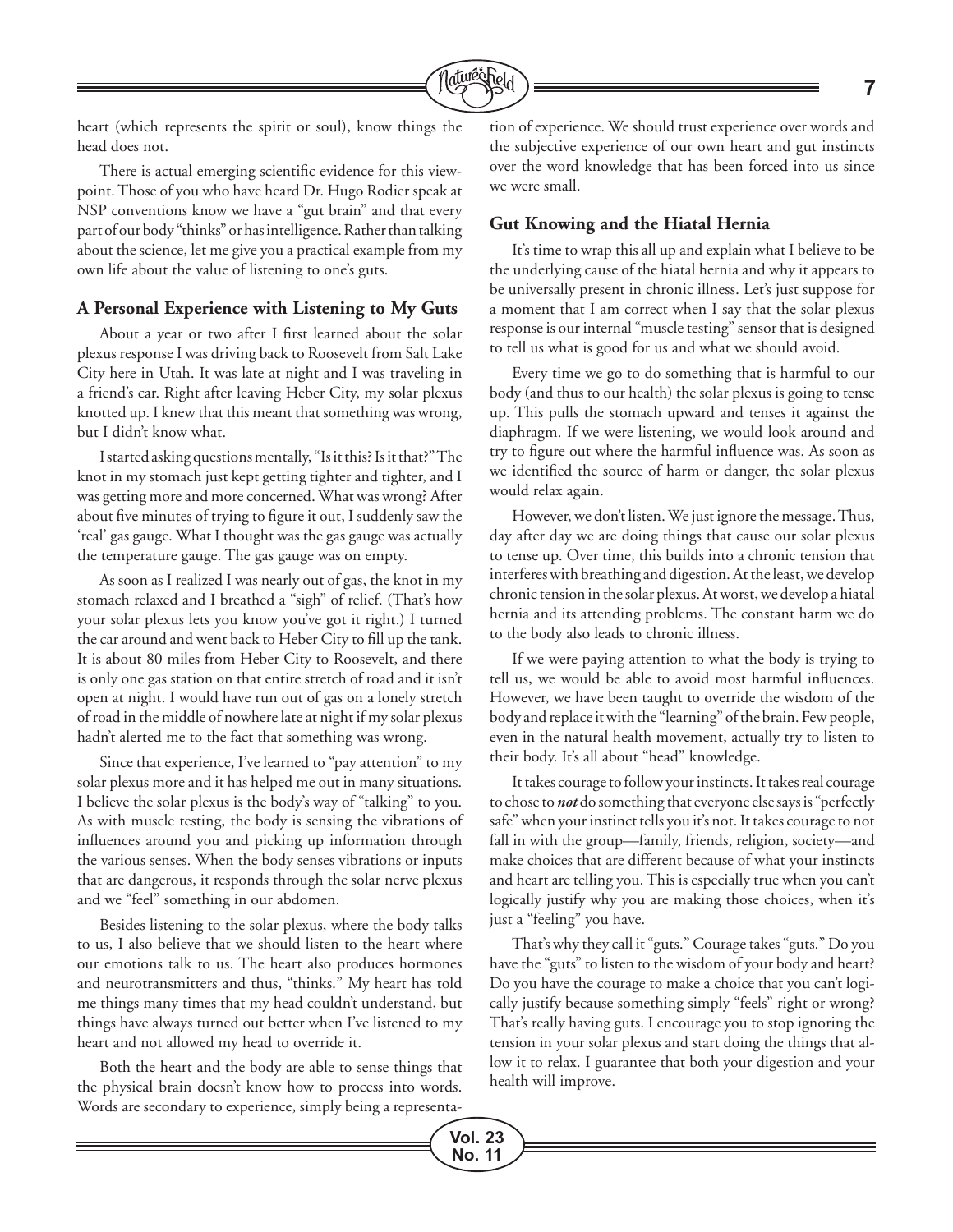heart (which represents the spirit or soul), know things the head does not.

There is actual emerging scientific evidence for this viewpoint. Those of you who have heard Dr. Hugo Rodier speak at NSP conventions know we have a "gut brain" and that every part of our body "thinks" or has intelligence. Rather than talking about the science, let me give you a practical example from my own life about the value of listening to one's guts.

### A Personal Experience with Listening to My Guts

About a year or two after I first learned about the solar plexus response I was driving back to Roosevelt from Salt Lake City here in Utah. It was late at night and I was traveling in a friend's car. Right after leaving Heber City, my solar plexus knotted up. I knew that this meant that something was wrong, but I didn't know what.

I started asking questions mentally, "Is it this? Is it that?" The knot in my stomach just kept getting tighter and tighter, and I was getting more and more concerned. What was wrong? After about five minutes of trying to figure it out, I suddenly saw the 'real' gas gauge. What I thought was the gas gauge was actually the temperature gauge. The gas gauge was on empty.

As soon as I realized I was nearly out of gas, the knot in my stomach relaxed and I breathed a "sigh" of relief. (That's how your solar plexus lets you know you've got it right.) I turned the car around and went back to Heber City to fill up the tank. It is about 80 miles from Heber City to Roosevelt, and there is only one gas station on that entire stretch of road and it isn't open at night. I would have run out of gas on a lonely stretch of road in the middle of nowhere late at night if my solar plexus hadn't alerted me to the fact that something was wrong.

Since that experience, I've learned to "pay attention" to my solar plexus more and it has helped me out in many situations. I believe the solar plexus is the body's way of "talking" to you. As with muscle testing, the body is sensing the vibrations of influences around you and picking up information through the various senses. When the body senses vibrations or inputs that are dangerous, it responds through the solar nerve plexus and we "feel" something in our abdomen.

Besides listening to the solar plexus, where the body talks to us, I also believe that we should listen to the heart where our emotions talk to us. The heart also produces hormones and neurotransmitters and thus, "thinks." My heart has told me things many times that my head couldn't understand, but things have always turned out better when I've listened to my heart and not allowed my head to override it.

Both the heart and the body are able to sense things that the physical brain doesn't know how to process into words. Words are secondary to experience, simply being a representation of experience. We should trust experience over words and the subjective experience of our own heart and gut instincts over the word knowledge that has been forced into us since we were small.

### Gut Knowing and the Hiatal Hernia

It's time to wrap this all up and explain what I believe to be the underlying cause of the hiatal hernia and why it appears to be universally present in chronic illness. Let's just suppose for a moment that I am correct when I say that the solar plexus response is our internal "muscle testing" sensor that is designed to tell us what is good for us and what we should avoid.

Every time we go to do something that is harmful to our body (and thus to our health) the solar plexus is going to tense up. This pulls the stomach upward and tenses it against the diaphragm. If we were listening, we would look around and try to figure out where the harmful influence was. As soon as we identified the source of harm or danger, the solar plexus would relax again.

However, we don't listen. We just ignore the message. Thus, day after day we are doing things that cause our solar plexus to tense up. Over time, this builds into a chronic tension that interferes with breathing and digestion. At the least, we develop chronic tension in the solar plexus. At worst, we develop a hiatal hernia and its attending problems. The constant harm we do to the body also leads to chronic illness.

If we were paying attention to what the body is trying to tell us, we would be able to avoid most harmful influences. However, we have been taught to override the wisdom of the body and replace it with the "learning" of the brain. Few people, even in the natural health movement, actually try to listen to their body. It's all about "head" knowledge.

It takes courage to follow your instincts. It takes real courage to chose to ***not*** do something that everyone else says is "perfectly safe" when your instinct tells you it's not. It takes courage to not fall in with the group—family, friends, religion, society—and make choices that are different because of what your instincts and heart are telling you. This is especially true when you can't logically justify why you are making those choices, when it's just a "feeling" you have.

That's why they call it "guts." Courage takes "guts." Do you have the "guts" to listen to the wisdom of your body and heart? Do you have the courage to make a choice that you can't logically justify because something simply "feels" right or wrong? That's really having guts. I encourage you to stop ignoring the tension in your solar plexus and start doing the things that allow it to relax. I guarantee that both your digestion and your health will improve.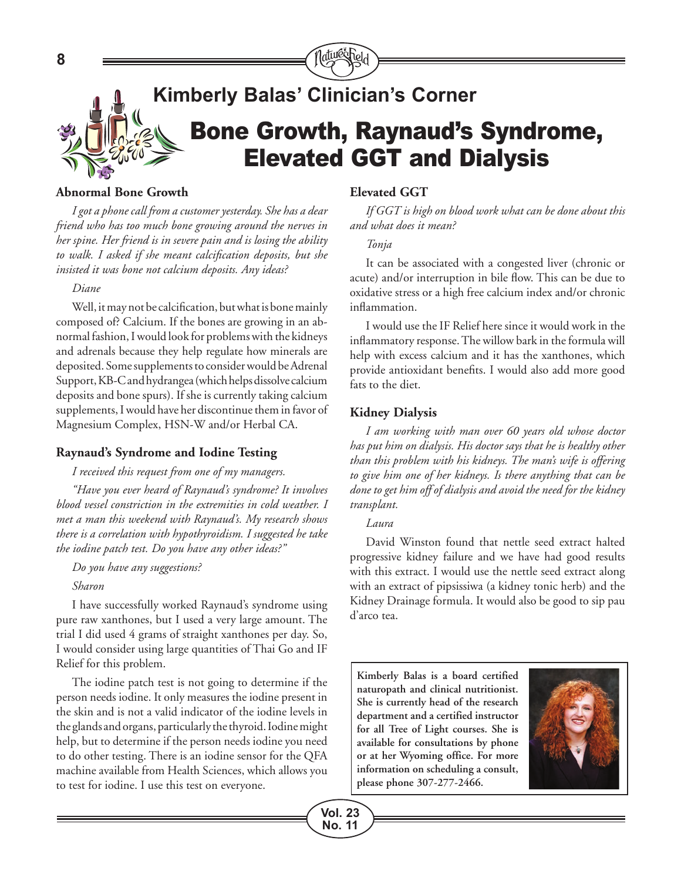# Kimberly Balas' Clinician's Corner

## Bone Growth, Raynaud's Syndrome, Elevated GGT and Dialysis

### Abnormal Bone Growth

*I got a phone call from a customer yesterday. She has a dear friend who has too much bone growing around the nerves in her spine. Her friend is in severe pain and is losing the ability to walk. I asked if she meant calcification deposits, but she insisted it was bone not calcium deposits. Any ideas?*

*Diane*

Well, it may not be calcification, but what is bone mainly composed of? Calcium. If the bones are growing in an abnormal fashion, I would look for problems with the kidneys and adrenals because they help regulate how minerals are deposited. Some supplements to consider would be Adrenal Support, KB-C and hydrangea (which helps dissolve calcium deposits and bone spurs). If she is currently taking calcium supplements, I would have her discontinue them in favor of Magnesium Complex, HSN-W and/or Herbal CA.

### Raynaud's Syndrome and Iodine Testing

*I received this request from one of my managers.*

*"Have you ever heard of Raynaud's syndrome? It involves blood vessel constriction in the extremities in cold weather. I met a man this weekend with Raynaud's. My research shows there is a correlation with hypothyroidism. I suggested he take the iodine patch test. Do you have any other ideas?"*

*Do you have any suggestions?*

*Sharon*

I have successfully worked Raynaud's syndrome using pure raw xanthones, but I used a very large amount. The trial I did used 4 grams of straight xanthones per day. So, I would consider using large quantities of Thai Go and IF Relief for this problem.

The iodine patch test is not going to determine if the person needs iodine. It only measures the iodine present in the skin and is not a valid indicator of the iodine levels in the glands and organs, particularly the thyroid. Iodine might help, but to determine if the person needs iodine you need to do other testing. There is an iodine sensor for the QFA machine available from Health Sciences, which allows you to test for iodine. I use this test on everyone.

### Elevated GGT

*If GGT is high on blood work what can be done about this and what does it mean?*

*Tonja*

It can be associated with a congested liver (chronic or acute) and/or interruption in bile flow. This can be due to oxidative stress or a high free calcium index and/or chronic inflammation.

I would use the IF Relief here since it would work in the inflammatory response. The willow bark in the formula will help with excess calcium and it has the xanthones, which provide antioxidant benefits. I would also add more good fats to the diet.

### Kidney Dialysis

*I am working with man over 60 years old whose doctor has put him on dialysis. His doctor says that he is healthy other than this problem with his kidneys. The man's wife is offering to give him one of her kidneys. Is there anything that can be done to get him off of dialysis and avoid the need for the kidney transplant.*

*Laura*

David Winston found that nettle seed extract halted progressive kidney failure and we have had good results with this extract. I would use the nettle seed extract along with an extract of pipsissiwa (a kidney tonic herb) and the Kidney Drainage formula. It would also be good to sip pau d'arco tea.

**Kimberly Balas is a board certified naturopath and clinical nutritionist. She is currently head of the research department and a certified instructor for all Tree of Light courses. She is available for consultations by phone or at her Wyoming office. For more information on scheduling a consult, please phone 307-277-2466.**